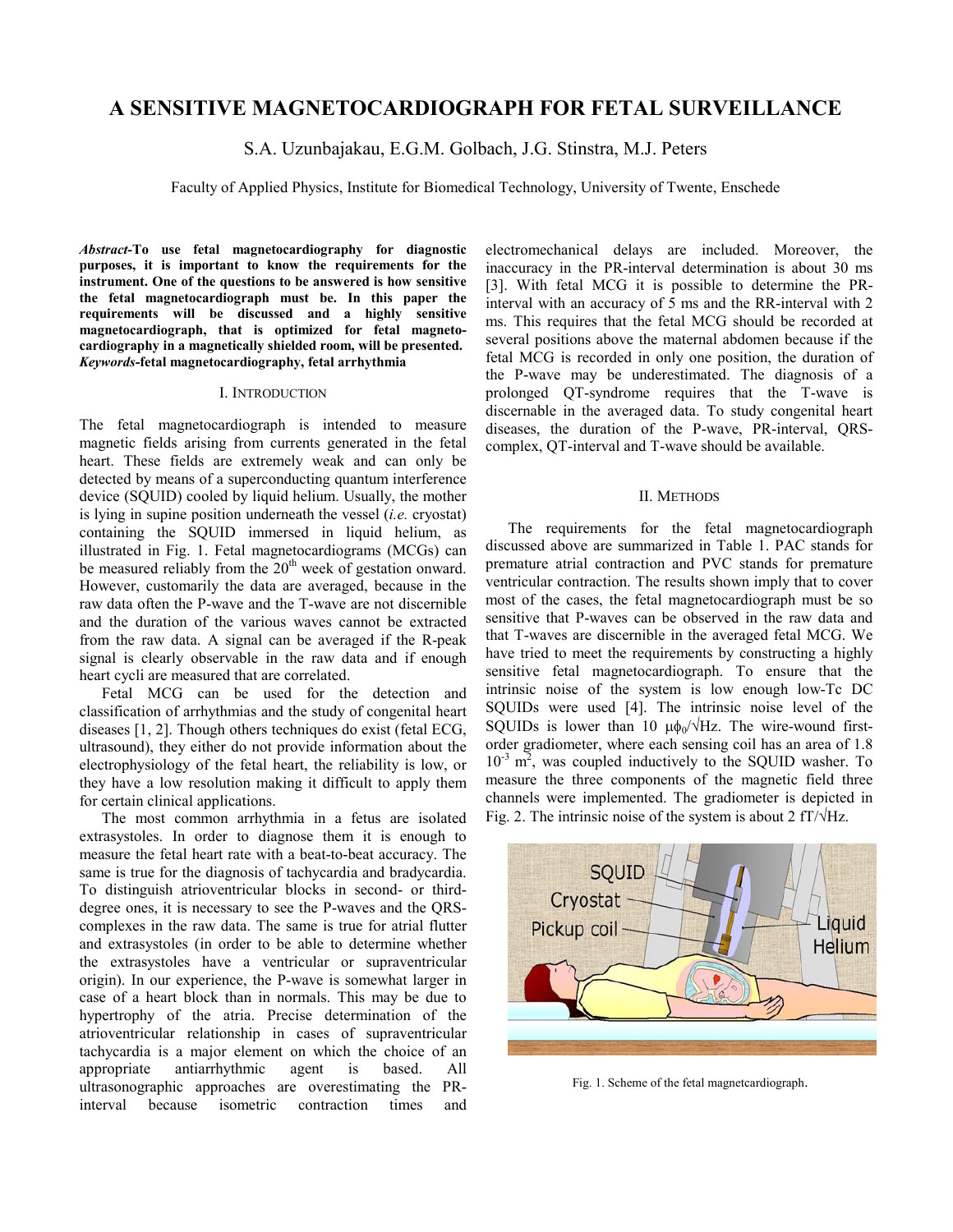# A SENSITIVE MAGNETOCARDIOGRAPH FOR FETAL SURVEILLANCE

S.A. Uzunbajakau, E.G.M. Golbach, J.G. Stinstra, M.J. Peters

Faculty of Applied Physics, Institute for Biomedical Technology, University of Twente, Enschede

***Abstract*-To use fetal magnetocardiography for diagnostic purposes, it is important to know the requirements for the instrument. One of the questions to be answered is how sensitive the fetal magnetocardiograph must be. In this paper the requirements will be discussed and a highly sensitive magnetocardiograph, that is optimized for fetal magnetocardiography in a magnetically shielded room, will be presented.**
***Keywords*-fetal magnetocardiography, fetal arrhythmia**

## I. Introduction

The fetal magnetocardiograph is intended to measure magnetic fields arising from currents generated in the fetal heart. These fields are extremely weak and can only be detected by means of a superconducting quantum interference device (SQUID) cooled by liquid helium. Usually, the mother is lying in supine position underneath the vessel (*i.e.* cryostat) containing the SQUID immersed in liquid helium, as illustrated in Fig. 1. Fetal magnetocardiograms (MCGs) can be measured reliably from the 20th week of gestation onward. However, customarily the data are averaged, because in the raw data often the P-wave and the T-wave are not discernible and the duration of the various waves cannot be extracted from the raw data. A signal can be averaged if the R-peak signal is clearly observable in the raw data and if enough heart cycli are measured that are correlated.

Fetal MCG can be used for the detection and classification of arrhythmias and the study of congenital heart diseases [1, 2]. Though others techniques do exist (fetal ECG, ultrasound), they either do not provide information about the electrophysiology of the fetal heart, the reliability is low, or they have a low resolution making it difficult to apply them for certain clinical applications.

The most common arrhythmia in a fetus are isolated extrasystoles. In order to diagnose them it is enough to measure the fetal heart rate with a beat-to-beat accuracy. The same is true for the diagnosis of tachycardia and bradycardia. To distinguish atrioventricular blocks in second- or third-degree ones, it is necessary to see the P-waves and the QRS-complexes in the raw data. The same is true for atrial flutter and extrasystoles (in order to be able to determine whether the extrasystoles have a ventricular or supraventricular origin). In our experience, the P-wave is somewhat larger in case of a heart block than in normals. This may be due to hypertrophy of the atria. Precise determination of the atrioventricular relationship in cases of supraventricular tachycardia is a major element on which the choice of an appropriate antiarrhythmic agent is based. All ultrasonographic approaches are overestimating the PR-interval because isometric contraction times and electromechanical delays are included. Moreover, the inaccuracy in the PR-interval determination is about 30 ms [3]. With fetal MCG it is possible to determine the PR-interval with an accuracy of 5 ms and the RR-interval with 2 ms. This requires that the fetal MCG should be recorded at several positions above the maternal abdomen because if the fetal MCG is recorded in only one position, the duration of the P-wave may be underestimated. The diagnosis of a prolonged QT-syndrome requires that the T-wave is discernable in the averaged data. To study congenital heart diseases, the duration of the P-wave, PR-interval, QRS-complex, QT-interval and T-wave should be available.

## II. Methods

The requirements for the fetal magnetocardiograph discussed above are summarized in Table 1. PAC stands for premature atrial contraction and PVC stands for premature ventricular contraction. The results shown imply that to cover most of the cases, the fetal magnetocardiograph must be so sensitive that P-waves can be observed in the raw data and that T-waves are discernible in the averaged fetal MCG. We have tried to meet the requirements by constructing a highly sensitive fetal magnetocardiograph. To ensure that the intrinsic noise of the system is low enough low-Tc DC SQUIDs were used [4]. The intrinsic noise level of the SQUIDs is lower than 10 $\mu\phi_0/\sqrt{\text{Hz}}$. The wire-wound first-order gradiometer, where each sensing coil has an area of 1.8 $10^{-3}$ m$^2$, was coupled inductively to the SQUID washer. To measure the three components of the magnetic field three channels were implemented. The gradiometer is depicted in Fig. 2. The intrinsic noise of the system is about 2 fT/$\sqrt{\text{Hz}}$.

Fig. 1. Scheme of the fetal magnetcardiograph.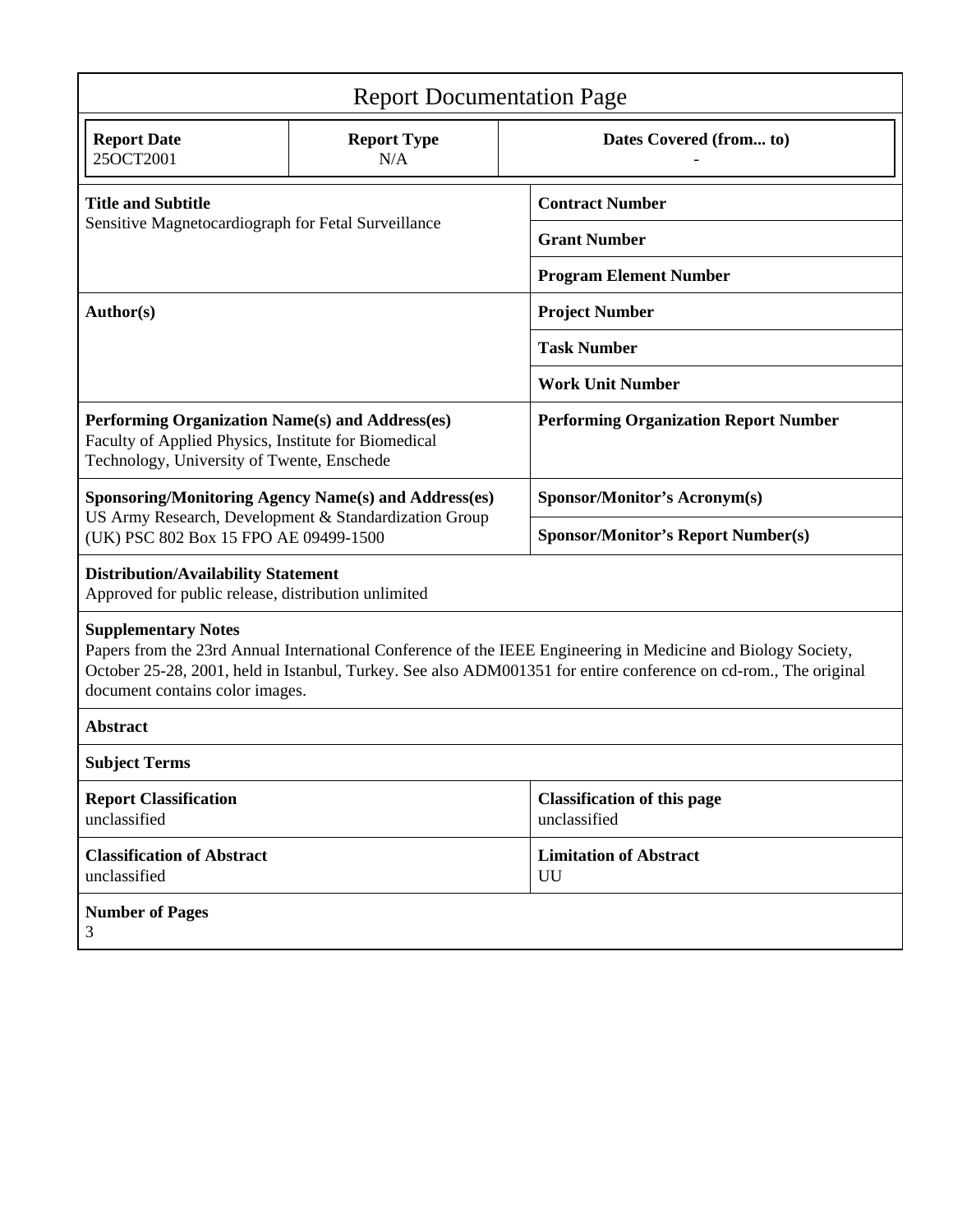# Report Documentation Page

| Report Date | Report Type | Dates Covered (from... to) |
|---|---|---|
| 25OCT2001 | N/A | - |

| | |
|---|---|
| **Title and Subtitle**<br>Sensitive Magnetocardiograph for Fetal Surveillance | **Contract Number** |
| | **Grant Number** |
| | **Program Element Number** |
| **Author(s)** | **Project Number** |
| | **Task Number** |
| | **Work Unit Number** |
| **Performing Organization Name(s) and Address(es)**<br>Faculty of Applied Physics, Institute for Biomedical Technology, University of Twente, Enschede | **Performing Organization Report Number** |
| **Sponsoring/Monitoring Agency Name(s) and Address(es)**<br>US Army Research, Development & Standardization Group (UK) PSC 802 Box 15 FPO AE 09499-1500 | **Sponsor/Monitor's Acronym(s)** |
| | **Sponsor/Monitor's Report Number(s)** |

**Distribution/Availability Statement**
Approved for public release, distribution unlimited

**Supplementary Notes**
Papers from the 23rd Annual International Conference of the IEEE Engineering in Medicine and Biology Society, October 25-28, 2001, held in Istanbul, Turkey. See also ADM001351 for entire conference on cd-rom., The original document contains color images.

**Abstract**

**Subject Terms**

| | |
|---|---|
| **Report Classification**<br>unclassified | **Classification of this page**<br>unclassified |
| **Classification of Abstract**<br>unclassified | **Limitation of Abstract**<br>UU |

**Number of Pages**
3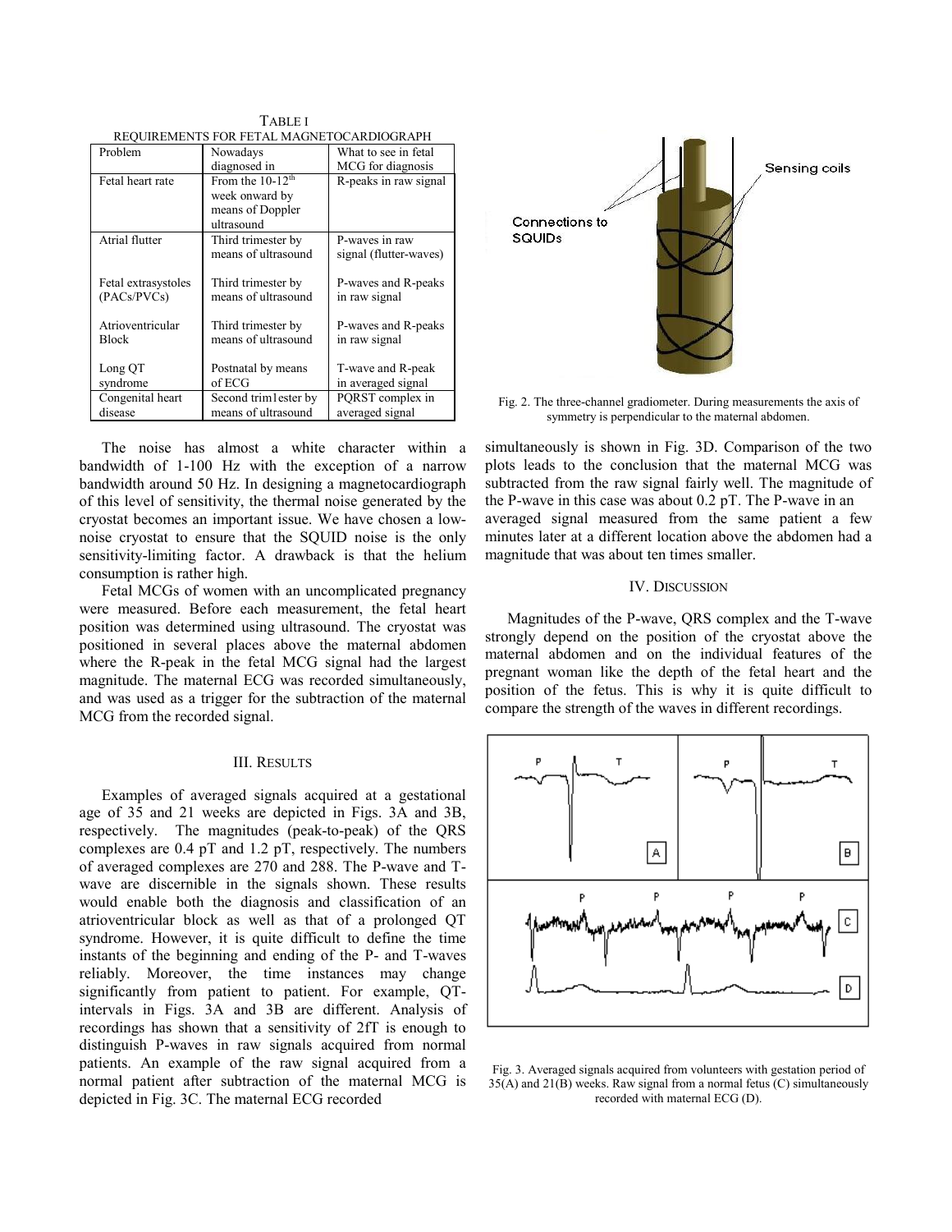TABLE I
REQUIREMENTS FOR FETAL MAGNETOCARDIOGRAPH

| Problem | Nowadays diagnosed in | What to see in fetal MCG for diagnosis |
|---|---|---|
| Fetal heart rate | From the 10-12$^{th}$ week onward by means of Doppler ultrasound | R-peaks in raw signal |
| Atrial flutter | Third trimester by means of ultrasound | P-waves in raw signal (flutter-waves) |
| Fetal extrasystoles (PACs/PVCs) | Third trimester by means of ultrasound | P-waves and R-peaks in raw signal |
| Atrioventricular Block | Third trimester by means of ultrasound | P-waves and R-peaks in raw signal |
| Long QT syndrome | Postnatal by means of ECG | T-wave and R-peak in averaged signal |
| Congenital heart disease | Second trim1ester by means of ultrasound | PQRST complex in averaged signal |

The noise has almost a white character within a bandwidth of 1-100 Hz with the exception of a narrow bandwidth around 50 Hz. In designing a magnetocardiograph of this level of sensitivity, the thermal noise generated by the cryostat becomes an important issue. We have chosen a low-noise cryostat to ensure that the SQUID noise is the only sensitivity-limiting factor. A drawback is that the helium consumption is rather high.

Fetal MCGs of women with an uncomplicated pregnancy were measured. Before each measurement, the fetal heart position was determined using ultrasound. The cryostat was positioned in several places above the maternal abdomen where the R-peak in the fetal MCG signal had the largest magnitude. The maternal ECG was recorded simultaneously, and was used as a trigger for the subtraction of the maternal MCG from the recorded signal.

### III. Results

Examples of averaged signals acquired at a gestational age of 35 and 21 weeks are depicted in Figs. 3A and 3B, respectively. The magnitudes (peak-to-peak) of the QRS complexes are 0.4 pT and 1.2 pT, respectively. The numbers of averaged complexes are 270 and 288. The P-wave and T-wave are discernible in the signals shown. These results would enable both the diagnosis and classification of an atrioventricular block as well as that of a prolonged QT syndrome. However, it is quite difficult to define the time instants of the beginning and ending of the P- and T-waves reliably. Moreover, the time instances may change significantly from patient to patient. For example, QT-intervals in Figs. 3A and 3B are different. Analysis of recordings has shown that a sensitivity of 2fT is enough to distinguish P-waves in raw signals acquired from normal patients. An example of the raw signal acquired from a normal patient after subtraction of the maternal MCG is depicted in Fig. 3C. The maternal ECG recorded simultaneously is shown in Fig. 3D. Comparison of the two plots leads to the conclusion that the maternal MCG was subtracted from the raw signal fairly well. The magnitude of the P-wave in this case was about 0.2 pT. The P-wave in an averaged signal measured from the same patient a few minutes later at a different location above the abdomen had a magnitude that was about ten times smaller.

Fig. 2. The three-channel gradiometer. During measurements the axis of symmetry is perpendicular to the maternal abdomen.

### IV. Discussion

Magnitudes of the P-wave, QRS complex and the T-wave strongly depend on the position of the cryostat above the maternal abdomen and on the individual features of the pregnant woman like the depth of the fetal heart and the position of the fetus. This is why it is quite difficult to compare the strength of the waves in different recordings.

Fig. 3. Averaged signals acquired from volunteers with gestation period of 35(A) and 21(B) weeks. Raw signal from a normal fetus (C) simultaneously recorded with maternal ECG (D).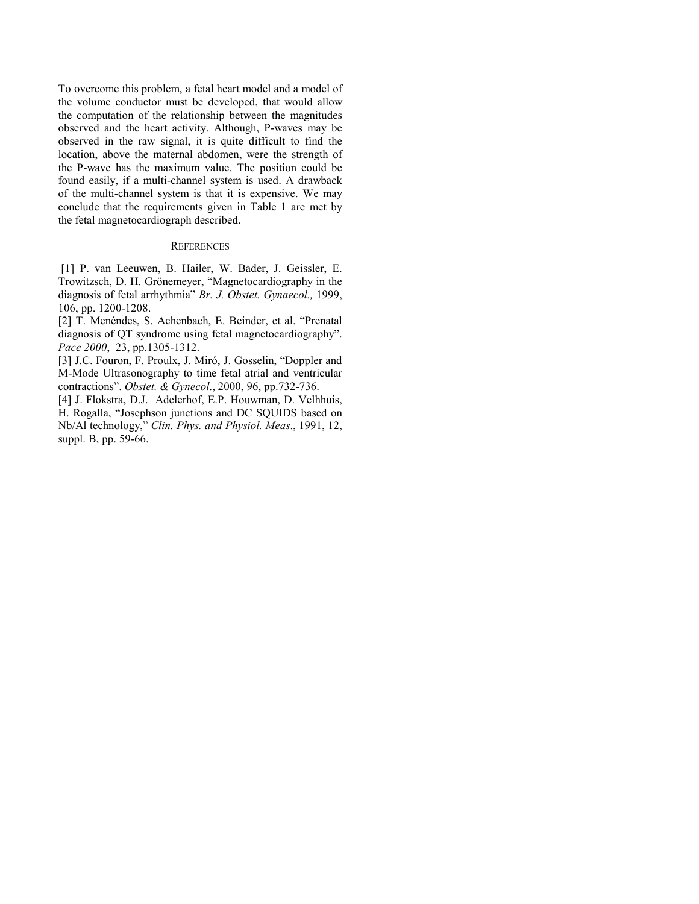To overcome this problem, a fetal heart model and a model of the volume conductor must be developed, that would allow the computation of the relationship between the magnitudes observed and the heart activity. Although, P-waves may be observed in the raw signal, it is quite difficult to find the location, above the maternal abdomen, were the strength of the P-wave has the maximum value. The position could be found easily, if a multi-channel system is used. A drawback of the multi-channel system is that it is expensive. We may conclude that the requirements given in Table 1 are met by the fetal magnetocardiograph described.

## REFERENCES

[1] P. van Leeuwen, B. Hailer, W. Bader, J. Geissler, E. Trowitzsch, D. H. Grönemeyer, "Magnetocardiography in the diagnosis of fetal arrhythmia" *Br. J. Obstet. Gynaecol.,* 1999, 106, pp. 1200-1208.

[2] T. Menéndes, S. Achenbach, E. Beinder, et al. "Prenatal diagnosis of QT syndrome using fetal magnetocardiography". *Pace 2000*, 23, pp.1305-1312.

[3] J.C. Fouron, F. Proulx, J. Miró, J. Gosselin, "Doppler and M-Mode Ultrasonography to time fetal atrial and ventricular contractions". *Obstet. & Gynecol*., 2000, 96, pp.732-736.

[4] J. Flokstra, D.J. Adelerhof, E.P. Houwman, D. Velhhuis, H. Rogalla, "Josephson junctions and DC SQUIDS based on Nb/Al technology," *Clin. Phys. and Physiol. Meas*., 1991, 12, suppl. B, pp. 59-66.